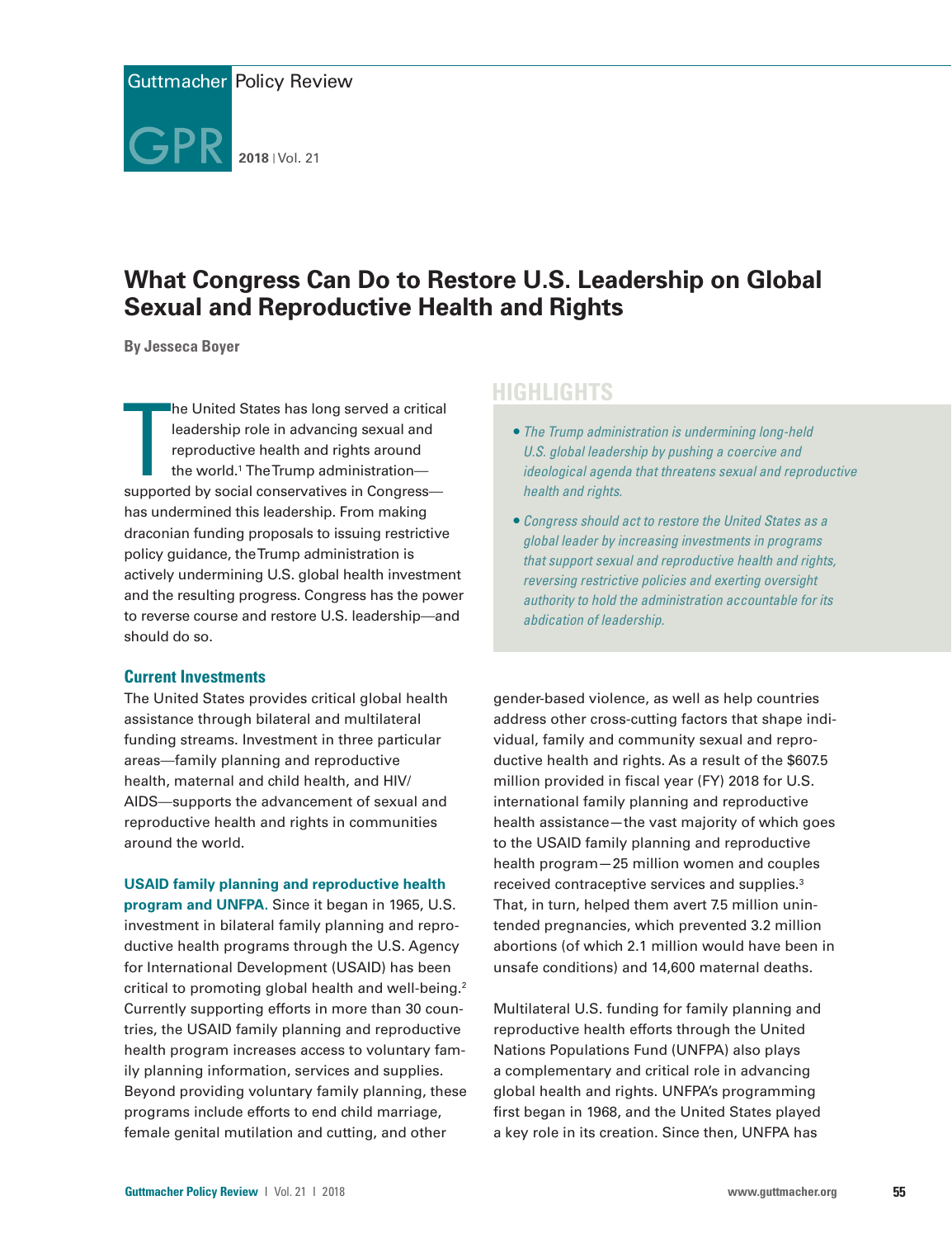# What Congress Can Do to Restore U.S. Leadership on Global Sexual and Reproductive Health and Rights

**By Jesseca Boyer**

The United States has long served a critical leadership role in advancing sexual and reproductive health and rights around the world.[1] The Trump administration—supported by social conservatives in Congress—has undermined this leadership. From making draconian funding proposals to issuing restrictive policy guidance, the Trump administration is actively undermining U.S. global health investment and the resulting progress. Congress has the power to reverse course and restore U.S. leadership—and should do so.

## HIGHLIGHTS

- *The Trump administration is undermining long-held U.S. global leadership by pushing a coercive and ideological agenda that threatens sexual and reproductive health and rights.*
- *Congress should act to restore the United States as a global leader by increasing investments in programs that support sexual and reproductive health and rights, reversing restrictive policies and exerting oversight authority to hold the administration accountable for its abdication of leadership.*

## Current Investments

The United States provides critical global health assistance through bilateral and multilateral funding streams. Investment in three particular areas—family planning and reproductive health, maternal and child health, and HIV/AIDS—supports the advancement of sexual and reproductive health and rights in communities around the world.

**USAID family planning and reproductive health program and UNFPA.** Since it began in 1965, U.S. investment in bilateral family planning and reproductive health programs through the U.S. Agency for International Development (USAID) has been critical to promoting global health and well-being.[2] Currently supporting efforts in more than 30 countries, the USAID family planning and reproductive health program increases access to voluntary family planning information, services and supplies. Beyond providing voluntary family planning, these programs include efforts to end child marriage, female genital mutilation and cutting, and other gender-based violence, as well as help countries address other cross-cutting factors that shape individual, family and community sexual and reproductive health and rights. As a result of the $607.5 million provided in fiscal year (FY) 2018 for U.S. international family planning and reproductive health assistance—the vast majority of which goes to the USAID family planning and reproductive health program—25 million women and couples received contraceptive services and supplies.[3] That, in turn, helped them avert 7.5 million unintended pregnancies, which prevented 3.2 million abortions (of which 2.1 million would have been in unsafe conditions) and 14,600 maternal deaths.

Multilateral U.S. funding for family planning and reproductive health efforts through the United Nations Populations Fund (UNFPA) also plays a complementary and critical role in advancing global health and rights. UNFPA's programming first began in 1968, and the United States played a key role in its creation. Since then, UNFPA has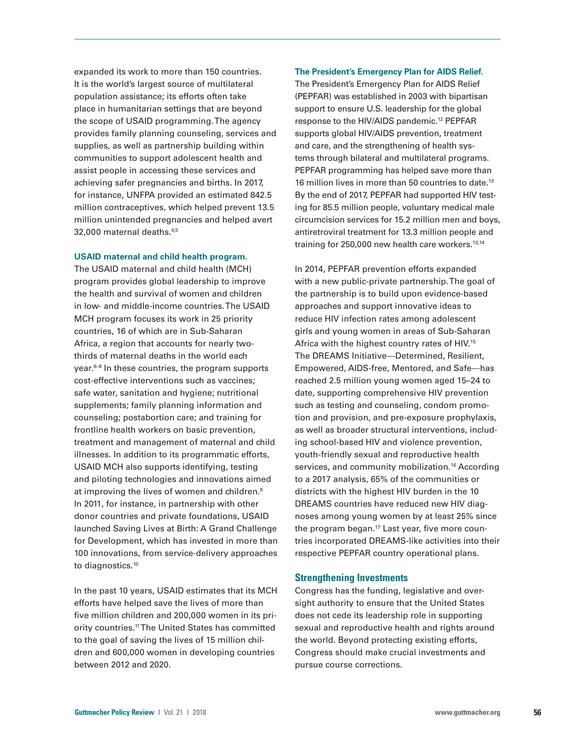expanded its work to more than 150 countries. It is the world's largest source of multilateral population assistance; its efforts often take place in humanitarian settings that are beyond the scope of USAID programming. The agency provides family planning counseling, services and supplies, as well as partnership building within communities to support adolescent health and assist people in accessing these services and achieving safer pregnancies and births. In 2017, for instance, UNFPA provided an estimated 842.5 million contraceptives, which helped prevent 13.5 million unintended pregnancies and helped avert 32,000 maternal deaths.[4,5]

**USAID maternal and child health program.** The USAID maternal and child health (MCH) program provides global leadership to improve the health and survival of women and children in low- and middle-income countries. The USAID MCH program focuses its work in 25 priority countries, 16 of which are in Sub-Saharan Africa, a region that accounts for nearly two-thirds of maternal deaths in the world each year.[6–8] In these countries, the program supports cost-effective interventions such as vaccines; safe water, sanitation and hygiene; nutritional supplements; family planning information and counseling; postabortion care; and training for frontline health workers on basic prevention, treatment and management of maternal and child illnesses. In addition to its programmatic efforts, USAID MCH also supports identifying, testing and piloting technologies and innovations aimed at improving the lives of women and children.[9] In 2011, for instance, in partnership with other donor countries and private foundations, USAID launched Saving Lives at Birth: A Grand Challenge for Development, which has invested in more than 100 innovations, from service-delivery approaches to diagnostics.[10]

In the past 10 years, USAID estimates that its MCH efforts have helped save the lives of more than five million children and 200,000 women in its priority countries.[11] The United States has committed to the goal of saving the lives of 15 million children and 600,000 women in developing countries between 2012 and 2020.

**The President's Emergency Plan for AIDS Relief.** The President's Emergency Plan for AIDS Relief (PEPFAR) was established in 2003 with bipartisan support to ensure U.S. leadership for the global response to the HIV/AIDS pandemic.[12] PEPFAR supports global HIV/AIDS prevention, treatment and care, and the strengthening of health systems through bilateral and multilateral programs. PEPFAR programming has helped save more than 16 million lives in more than 50 countries to date.[13] By the end of 2017, PEPFAR had supported HIV testing for 85.5 million people, voluntary medical male circumcision services for 15.2 million men and boys, antiretroviral treatment for 13.3 million people and training for 250,000 new health care workers.[13,14]

In 2014, PEPFAR prevention efforts expanded with a new public-private partnership. The goal of the partnership is to build upon evidence-based approaches and support innovative ideas to reduce HIV infection rates among adolescent girls and young women in areas of Sub-Saharan Africa with the highest country rates of HIV.[15] The DREAMS Initiative—Determined, Resilient, Empowered, AIDS-free, Mentored, and Safe—has reached 2.5 million young women aged 15–24 to date, supporting comprehensive HIV prevention such as testing and counseling, condom promotion and provision, and pre-exposure prophylaxis, as well as broader structural interventions, including school-based HIV and violence prevention, youth-friendly sexual and reproductive health services, and community mobilization.[16] According to a 2017 analysis, 65% of the communities or districts with the highest HIV burden in the 10 DREAMS countries have reduced new HIV diagnoses among young women by at least 25% since the program began.[17] Last year, five more countries incorporated DREAMS-like activities into their respective PEPFAR country operational plans.

## Strengthening Investments

Congress has the funding, legislative and oversight authority to ensure that the United States does not cede its leadership role in supporting sexual and reproductive health and rights around the world. Beyond protecting existing efforts, Congress should make crucial investments and pursue course corrections.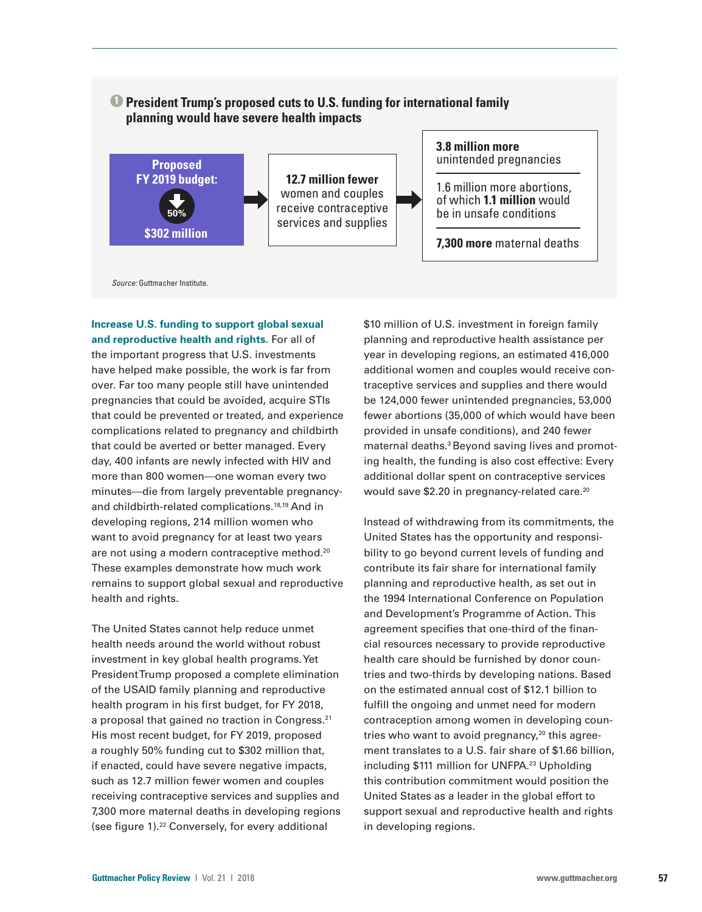### 1 President Trump's proposed cuts to U.S. funding for international family planning would have severe health impacts

**Proposed FY 2019 budget:** 50% **$302 million** → **12.7 million fewer** women and couples receive contraceptive services and supplies → 

- **3.8 million more** unintended pregnancies
- 1.6 million more abortions, of which **1.1 million** would be in unsafe conditions
- **7,300 more** maternal deaths

*Source:* Guttmacher Institute.

**Increase U.S. funding to support global sexual and reproductive health and rights.** For all of the important progress that U.S. investments have helped make possible, the work is far from over. Far too many people still have unintended pregnancies that could be avoided, acquire STIs that could be prevented or treated, and experience complications related to pregnancy and childbirth that could be averted or better managed. Every day, 400 infants are newly infected with HIV and more than 800 women—one woman every two minutes—die from largely preventable pregnancy- and childbirth-related complications.[18,19] And in developing regions, 214 million women who want to avoid pregnancy for at least two years are not using a modern contraceptive method.[20] These examples demonstrate how much work remains to support global sexual and reproductive health and rights.

The United States cannot help reduce unmet health needs around the world without robust investment in key global health programs. Yet President Trump proposed a complete elimination of the USAID family planning and reproductive health program in his first budget, for FY 2018, a proposal that gained no traction in Congress.[21] His most recent budget, for FY 2019, proposed a roughly 50% funding cut to $302 million that, if enacted, could have severe negative impacts, such as 12.7 million fewer women and couples receiving contraceptive services and supplies and 7,300 more maternal deaths in developing regions (see figure 1).[22] Conversely, for every additional $10 million of U.S. investment in foreign family planning and reproductive health assistance per year in developing regions, an estimated 416,000 additional women and couples would receive contraceptive services and supplies and there would be 124,000 fewer unintended pregnancies, 53,000 fewer abortions (35,000 of which would have been provided in unsafe conditions), and 240 fewer maternal deaths.[3] Beyond saving lives and promoting health, the funding is also cost effective: Every additional dollar spent on contraceptive services would save $2.20 in pregnancy-related care.[20]

Instead of withdrawing from its commitments, the United States has the opportunity and responsibility to go beyond current levels of funding and contribute its fair share for international family planning and reproductive health, as set out in the 1994 International Conference on Population and Development's Programme of Action. This agreement specifies that one-third of the financial resources necessary to provide reproductive health care should be furnished by donor countries and two-thirds by developing nations. Based on the estimated annual cost of $12.1 billion to fulfill the ongoing and unmet need for modern contraception among women in developing countries who want to avoid pregnancy,[20] this agreement translates to a U.S. fair share of $1.66 billion, including $111 million for UNFPA.[23] Upholding this contribution commitment would position the United States as a leader in the global effort to support sexual and reproductive health and rights in developing regions.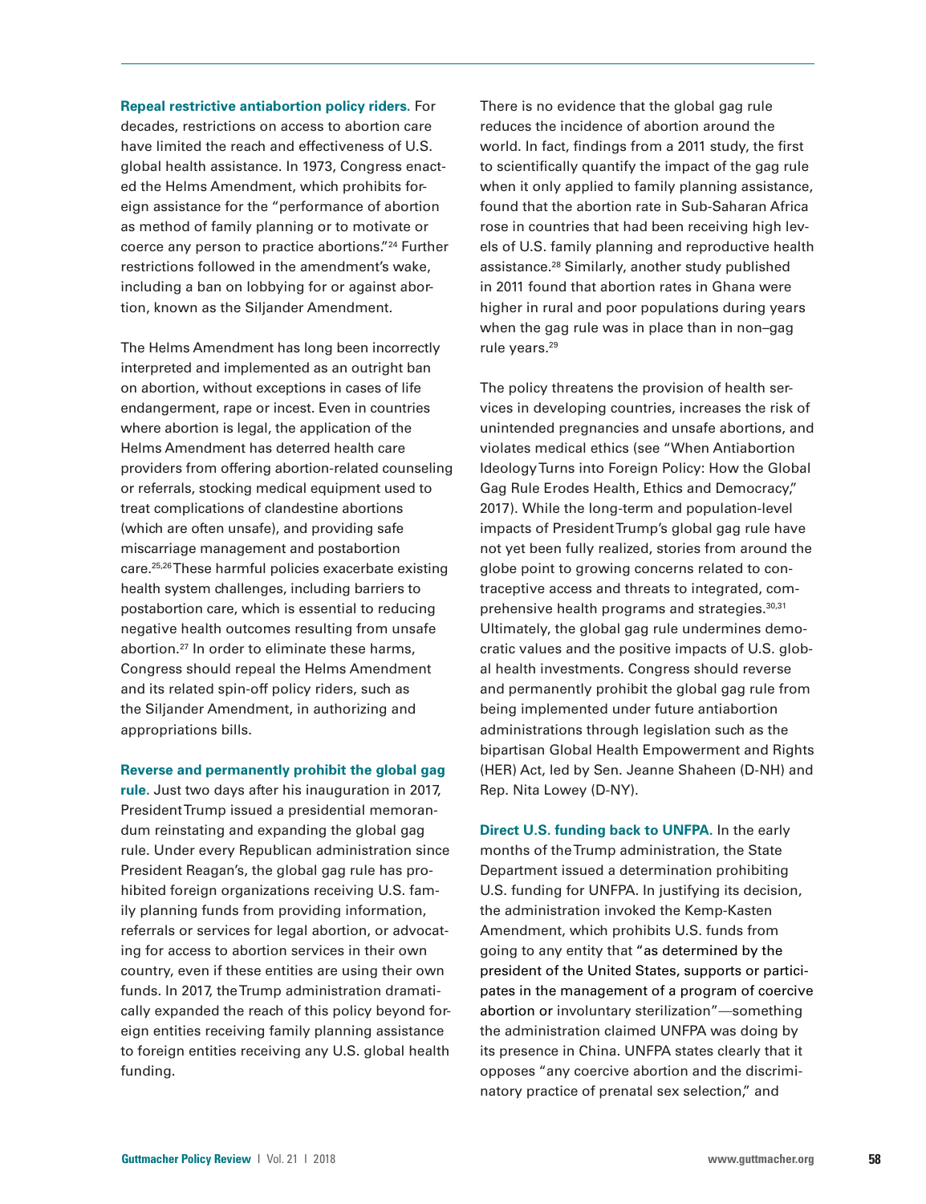**Repeal restrictive antiabortion policy riders.** For decades, restrictions on access to abortion care have limited the reach and effectiveness of U.S. global health assistance. In 1973, Congress enacted the Helms Amendment, which prohibits foreign assistance for the "performance of abortion as method of family planning or to motivate or coerce any person to practice abortions."[24] Further restrictions followed in the amendment's wake, including a ban on lobbying for or against abortion, known as the Siljander Amendment.

The Helms Amendment has long been incorrectly interpreted and implemented as an outright ban on abortion, without exceptions in cases of life endangerment, rape or incest. Even in countries where abortion is legal, the application of the Helms Amendment has deterred health care providers from offering abortion-related counseling or referrals, stocking medical equipment used to treat complications of clandestine abortions (which are often unsafe), and providing safe miscarriage management and postabortion care.[25,26] These harmful policies exacerbate existing health system challenges, including barriers to postabortion care, which is essential to reducing negative health outcomes resulting from unsafe abortion.[27] In order to eliminate these harms, Congress should repeal the Helms Amendment and its related spin-off policy riders, such as the Siljander Amendment, in authorizing and appropriations bills.

**Reverse and permanently prohibit the global gag rule.** Just two days after his inauguration in 2017, President Trump issued a presidential memorandum reinstating and expanding the global gag rule. Under every Republican administration since President Reagan's, the global gag rule has prohibited foreign organizations receiving U.S. family planning funds from providing information, referrals or services for legal abortion, or advocating for access to abortion services in their own country, even if these entities are using their own funds. In 2017, the Trump administration dramatically expanded the reach of this policy beyond foreign entities receiving family planning assistance to foreign entities receiving any U.S. global health funding.

There is no evidence that the global gag rule reduces the incidence of abortion around the world. In fact, findings from a 2011 study, the first to scientifically quantify the impact of the gag rule when it only applied to family planning assistance, found that the abortion rate in Sub-Saharan Africa rose in countries that had been receiving high levels of U.S. family planning and reproductive health assistance.[28] Similarly, another study published in 2011 found that abortion rates in Ghana were higher in rural and poor populations during years when the gag rule was in place than in non–gag rule years.[29]

The policy threatens the provision of health services in developing countries, increases the risk of unintended pregnancies and unsafe abortions, and violates medical ethics (see "When Antiabortion Ideology Turns into Foreign Policy: How the Global Gag Rule Erodes Health, Ethics and Democracy," 2017). While the long-term and population-level impacts of President Trump's global gag rule have not yet been fully realized, stories from around the globe point to growing concerns related to contraceptive access and threats to integrated, comprehensive health programs and strategies.[30,31] Ultimately, the global gag rule undermines democratic values and the positive impacts of U.S. global health investments. Congress should reverse and permanently prohibit the global gag rule from being implemented under future antiabortion administrations through legislation such as the bipartisan Global Health Empowerment and Rights (HER) Act, led by Sen. Jeanne Shaheen (D-NH) and Rep. Nita Lowey (D-NY).

**Direct U.S. funding back to UNFPA.** In the early months of the Trump administration, the State Department issued a determination prohibiting U.S. funding for UNFPA. In justifying its decision, the administration invoked the Kemp-Kasten Amendment, which prohibits U.S. funds from going to any entity that "as determined by the president of the United States, supports or participates in the management of a program of coercive abortion or involuntary sterilization"—something the administration claimed UNFPA was doing by its presence in China. UNFPA states clearly that it opposes "any coercive abortion and the discriminatory practice of prenatal sex selection," and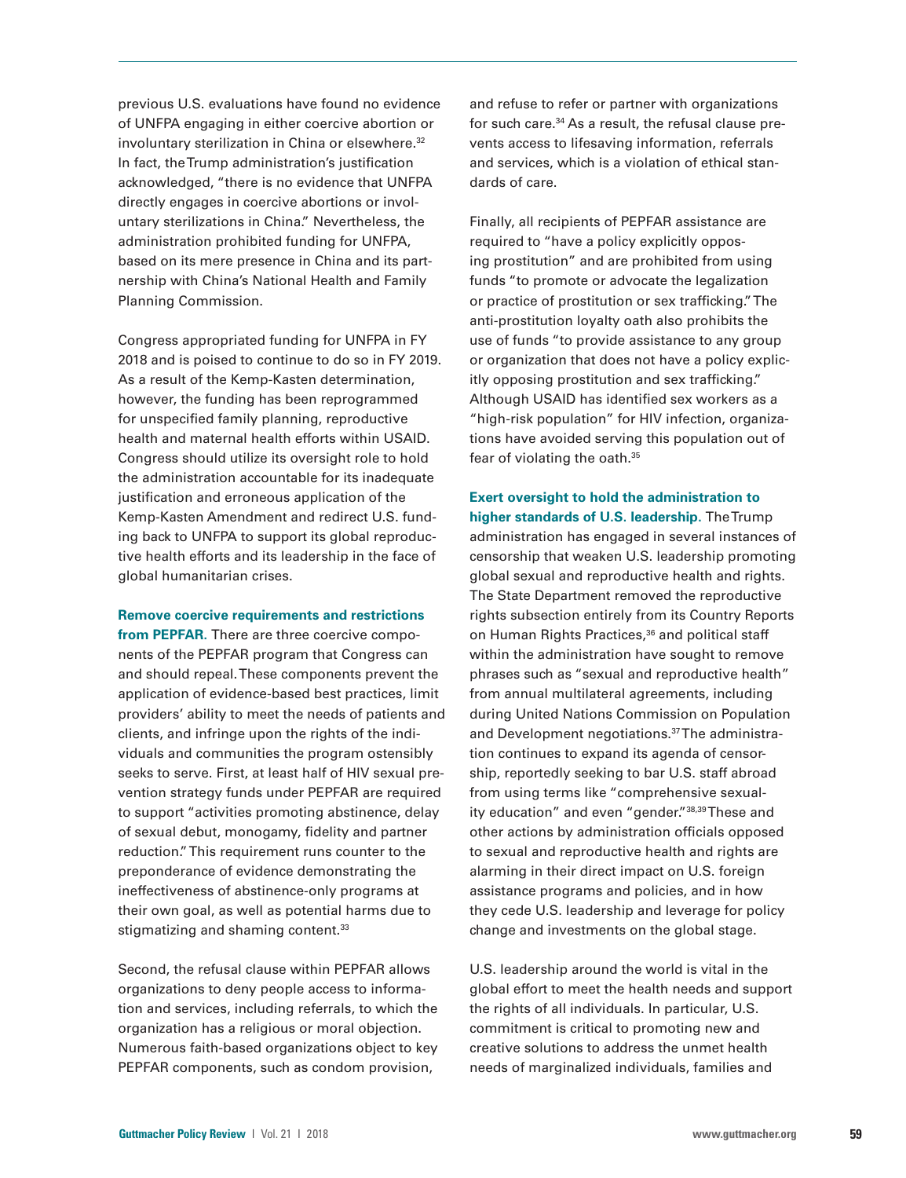previous U.S. evaluations have found no evidence of UNFPA engaging in either coercive abortion or involuntary sterilization in China or elsewhere.[32] In fact, the Trump administration's justification acknowledged, "there is no evidence that UNFPA directly engages in coercive abortions or involuntary sterilizations in China." Nevertheless, the administration prohibited funding for UNFPA, based on its mere presence in China and its partnership with China's National Health and Family Planning Commission.

Congress appropriated funding for UNFPA in FY 2018 and is poised to continue to do so in FY 2019. As a result of the Kemp-Kasten determination, however, the funding has been reprogrammed for unspecified family planning, reproductive health and maternal health efforts within USAID. Congress should utilize its oversight role to hold the administration accountable for its inadequate justification and erroneous application of the Kemp-Kasten Amendment and redirect U.S. funding back to UNFPA to support its global reproductive health efforts and its leadership in the face of global humanitarian crises.

**Remove coercive requirements and restrictions from PEPFAR.** There are three coercive components of the PEPFAR program that Congress can and should repeal. These components prevent the application of evidence-based best practices, limit providers' ability to meet the needs of patients and clients, and infringe upon the rights of the individuals and communities the program ostensibly seeks to serve. First, at least half of HIV sexual prevention strategy funds under PEPFAR are required to support "activities promoting abstinence, delay of sexual debut, monogamy, fidelity and partner reduction." This requirement runs counter to the preponderance of evidence demonstrating the ineffectiveness of abstinence-only programs at their own goal, as well as potential harms due to stigmatizing and shaming content.[33]

Second, the refusal clause within PEPFAR allows organizations to deny people access to information and services, including referrals, to which the organization has a religious or moral objection. Numerous faith-based organizations object to key PEPFAR components, such as condom provision, and refuse to refer or partner with organizations for such care.[34] As a result, the refusal clause prevents access to lifesaving information, referrals and services, which is a violation of ethical standards of care.

Finally, all recipients of PEPFAR assistance are required to "have a policy explicitly opposing prostitution" and are prohibited from using funds "to promote or advocate the legalization or practice of prostitution or sex trafficking." The anti-prostitution loyalty oath also prohibits the use of funds "to provide assistance to any group or organization that does not have a policy explicitly opposing prostitution and sex trafficking." Although USAID has identified sex workers as a "high-risk population" for HIV infection, organizations have avoided serving this population out of fear of violating the oath.[35]

**Exert oversight to hold the administration to higher standards of U.S. leadership.** The Trump administration has engaged in several instances of censorship that weaken U.S. leadership promoting global sexual and reproductive health and rights. The State Department removed the reproductive rights subsection entirely from its Country Reports on Human Rights Practices,[36] and political staff within the administration have sought to remove phrases such as "sexual and reproductive health" from annual multilateral agreements, including during United Nations Commission on Population and Development negotiations.[37] The administration continues to expand its agenda of censorship, reportedly seeking to bar U.S. staff abroad from using terms like "comprehensive sexuality education" and even "gender."[38,39] These and other actions by administration officials opposed to sexual and reproductive health and rights are alarming in their direct impact on U.S. foreign assistance programs and policies, and in how they cede U.S. leadership and leverage for policy change and investments on the global stage.

U.S. leadership around the world is vital in the global effort to meet the health needs and support the rights of all individuals. In particular, U.S. commitment is critical to promoting new and creative solutions to address the unmet health needs of marginalized individuals, families and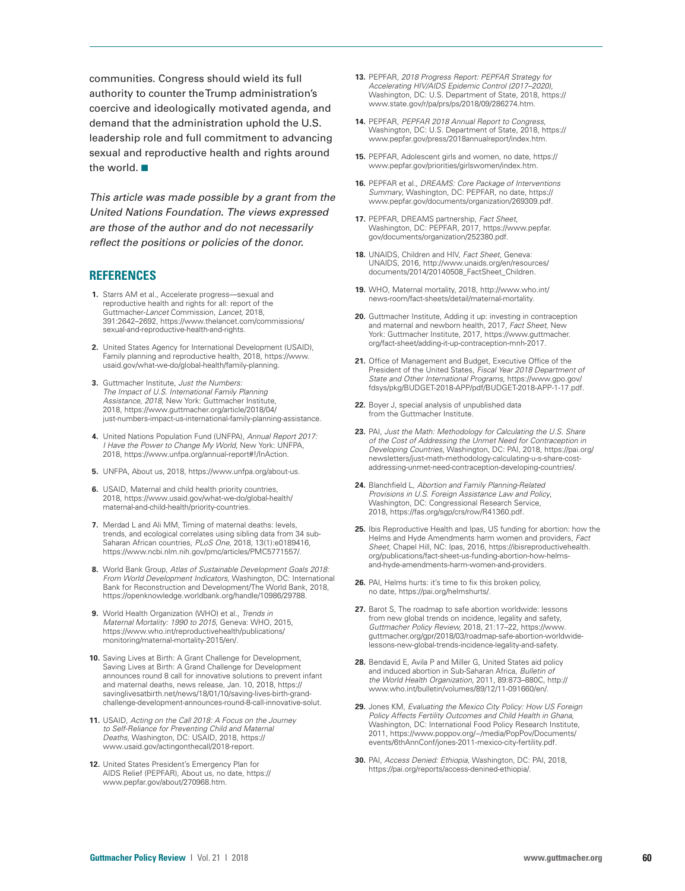communities. Congress should wield its full authority to counter the Trump administration's coercive and ideologically motivated agenda, and demand that the administration uphold the U.S. leadership role and full commitment to advancing sexual and reproductive health and rights around the world. ■

*This article was made possible by a grant from the United Nations Foundation. The views expressed are those of the author and do not necessarily reflect the positions or policies of the donor.*

## REFERENCES

1. Starrs AM et al., Accelerate progress—sexual and reproductive health and rights for all: report of the Guttmacher-*Lancet* Commission, *Lancet*, 2018, 391:2642–2692, https://www.thelancet.com/commissions/sexual-and-reproductive-health-and-rights.
2. United States Agency for International Development (USAID), Family planning and reproductive health, 2018, https://www.usaid.gov/what-we-do/global-health/family-planning.
3. Guttmacher Institute, *Just the Numbers: The Impact of U.S. International Family Planning Assistance, 2018*, New York: Guttmacher Institute, 2018, https://www.guttmacher.org/article/2018/04/just-numbers-impact-us-international-family-planning-assistance.
4. United Nations Population Fund (UNFPA), *Annual Report 2017: I Have the Power to Change My World*, New York: UNFPA, 2018, https://www.unfpa.org/annual-report#!/InAction.
5. UNFPA, About us, 2018, https://www.unfpa.org/about-us.
6. USAID, Maternal and child health priority countries, 2018, https://www.usaid.gov/what-we-do/global-health/maternal-and-child-health/priority-countries.
7. Merdad L and Ali MM, Timing of maternal deaths: levels, trends, and ecological correlates using sibling data from 34 sub-Saharan African countries, *PLoS One,* 2018, 13(1):e0189416, https://www.ncbi.nlm.nih.gov/pmc/articles/PMC5771557/.
8. World Bank Group, *Atlas of Sustainable Development Goals 2018: From World Development Indicators*, Washington, DC: International Bank for Reconstruction and Development/The World Bank, 2018, https://openknowledge.worldbank.org/handle/10986/29788.
9. World Health Organization (WHO) et al., *Trends in Maternal Mortality: 1990 to 2015*, Geneva: WHO, 2015, https://www.who.int/reproductivehealth/publications/monitoring/maternal-mortality-2015/en/.
10. Saving Lives at Birth: A Grant Challenge for Development, Saving Lives at Birth: A Grand Challenge for Development announces round 8 call for innovative solutions to prevent infant and maternal deaths, news release, Jan. 10, 2018, https://savinglivesatbirth.net/news/18/01/10/saving-lives-birth-grand-challenge-development-announces-round-8-call-innovative-solut.
11. USAID, *Acting on the Call 2018: A Focus on the Journey to Self-Reliance for Preventing Child and Maternal Deaths*, Washington, DC: USAID, 2018, https://www.usaid.gov/actingonthecall/2018-report.
12. United States President's Emergency Plan for AIDS Relief (PEPFAR), About us, no date, https://www.pepfar.gov/about/270968.htm.
13. PEPFAR, *2018 Progress Report: PEPFAR Strategy for Accelerating HIV/AIDS Epidemic Control (2017–2020)*, Washington, DC: U.S. Department of State, 2018, https://www.state.gov/r/pa/prs/ps/2018/09/286274.htm.
14. PEPFAR, *PEPFAR 2018 Annual Report to Congress*, Washington, DC: U.S. Department of State, 2018, https://www.pepfar.gov/press/2018annualreport/index.htm.
15. PEPFAR, Adolescent girls and women, no date, https://www.pepfar.gov/priorities/girlswomen/index.htm.
16. PEPFAR et al., *DREAMS: Core Package of Interventions Summary*, Washington, DC: PEPFAR, no date, https://www.pepfar.gov/documents/organization/269309.pdf.
17. PEPFAR, DREAMS partnership, *Fact Sheet*, Washington, DC: PEPFAR, 2017, https://www.pepfar.gov/documents/organization/252380.pdf.
18. UNAIDS, Children and HIV, *Fact Sheet*, Geneva: UNAIDS, 2016, http://www.unaids.org/en/resources/documents/2014/20140508_FactSheet_Children.
19. WHO, Maternal mortality, 2018, http://www.who.int/news-room/fact-sheets/detail/maternal-mortality.
20. Guttmacher Institute, Adding it up: investing in contraception and maternal and newborn health, 2017, *Fact Sheet*, New York: Guttmacher Institute, 2017, https://www.guttmacher.org/fact-sheet/adding-it-up-contraception-mnh-2017.
21. Office of Management and Budget, Executive Office of the President of the United States, *Fiscal Year 2018 Department of State and Other International Programs*, https://www.gpo.gov/fdsys/pkg/BUDGET-2018-APP/pdf/BUDGET-2018-APP-1-17.pdf.
22. Boyer J, special analysis of unpublished data from the Guttmacher Institute.
23. PAI, *Just the Math: Methodology for Calculating the U.S. Share of the Cost of Addressing the Unmet Need for Contraception in Developing Countries*, Washington, DC: PAI, 2018, https://pai.org/newsletters/just-math-methodology-calculating-u-s-share-cost-addressing-unmet-need-contraception-developing-countries/.
24. Blanchfield L, *Abortion and Family Planning-Related Provisions in U.S. Foreign Assistance Law and Policy*, Washington, DC: Congressional Research Service, 2018, https://fas.org/sgp/crs/row/R41360.pdf.
25. Ibis Reproductive Health and Ipas, US funding for abortion: how the Helms and Hyde Amendments harm women and providers, *Fact Sheet*, Chapel Hill, NC: Ipas, 2016, https://ibisreproductivehealth.org/publications/fact-sheet-us-funding-abortion-how-helms-and-hyde-amendments-harm-women-and-providers.
26. PAI, Helms hurts: it's time to fix this broken policy, no date, https://pai.org/helmshurts/.
27. Barot S, The roadmap to safe abortion worldwide: lessons from new global trends on incidence, legality and safety, *Guttmacher Policy Review,* 2018, 21:17–22, https://www.guttmacher.org/gpr/2018/03/roadmap-safe-abortion-worldwide-lessons-new-global-trends-incidence-legality-and-safety.
28. Bendavid E, Avila P and Miller G, United States aid policy and induced abortion in Sub-Saharan Africa, *Bulletin of the World Health Organization*, 2011, 89:873–880C, http://www.who.int/bulletin/volumes/89/12/11-091660/en/.
29. Jones KM, *Evaluating the Mexico City Policy: How US Foreign Policy Affects Fertility Outcomes and Child Health in Ghana*, Washington, DC: International Food Policy Research Institute, 2011, https://www.poppov.org/~/media/PopPov/Documents/events/6thAnnConf/jones-2011-mexico-city-fertility.pdf.
30. PAI, *Access Denied: Ethiopia*, Washington, DC: PAI, 2018, https://pai.org/reports/access-denied-ethiopia/.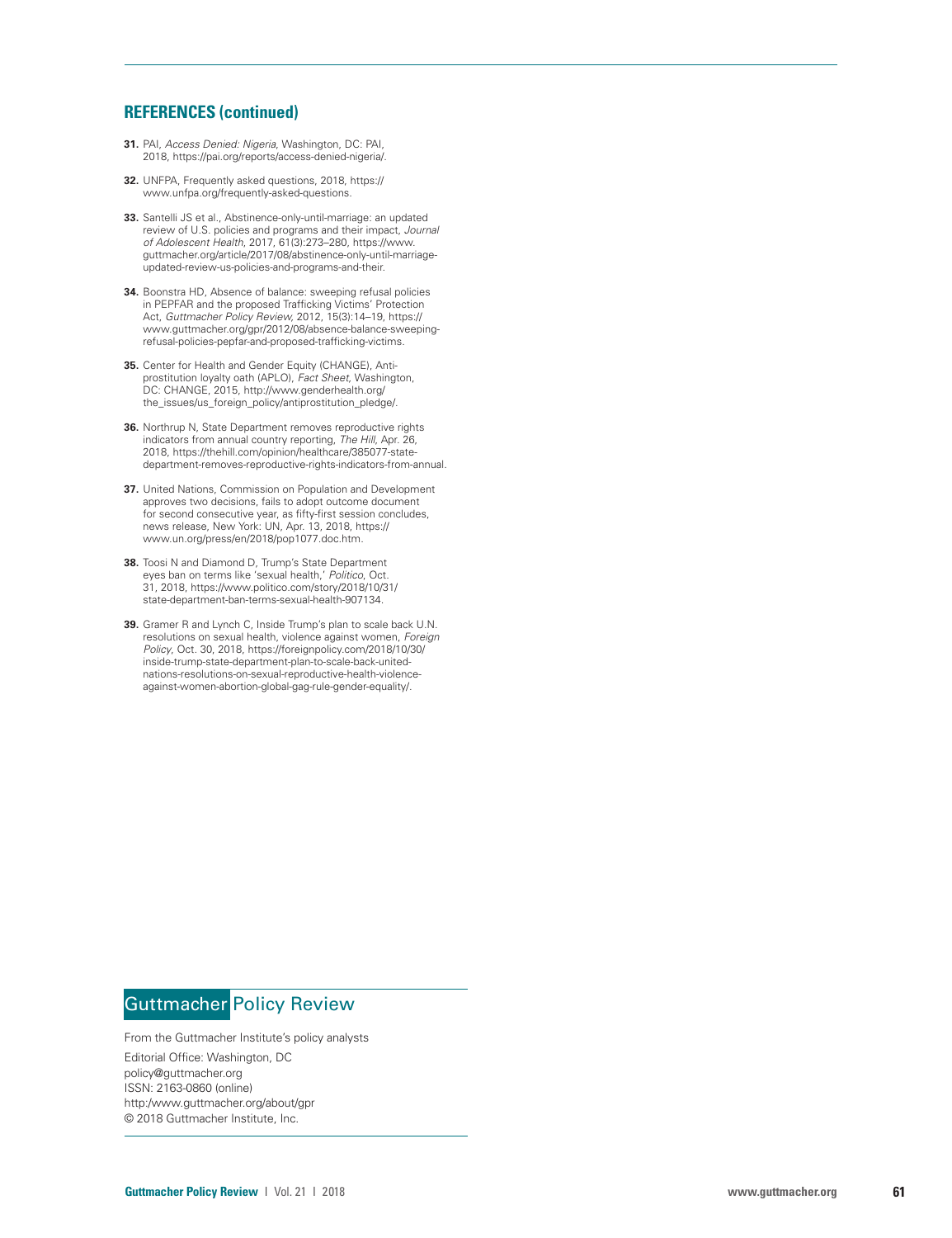## REFERENCES (continued)

**31.** PAI, *Access Denied: Nigeria*, Washington, DC: PAI, 2018, https://pai.org/reports/access-denied-nigeria/.

**32.** UNFPA, Frequently asked questions, 2018, https://www.unfpa.org/frequently-asked-questions.

**33.** Santelli JS et al., Abstinence-only-until-marriage: an updated review of U.S. policies and programs and their impact, *Journal of Adolescent Health*, 2017, 61(3):273–280, https://www.guttmacher.org/article/2017/08/abstinence-only-until-marriage-updated-review-us-policies-and-programs-and-their.

**34.** Boonstra HD, Absence of balance: sweeping refusal policies in PEPFAR and the proposed Trafficking Victims' Protection Act, *Guttmacher Policy Review*, 2012, 15(3):14–19, https://www.guttmacher.org/gpr/2012/08/absence-balance-sweeping-refusal-policies-pepfar-and-proposed-trafficking-victims.

**35.** Center for Health and Gender Equity (CHANGE), Anti-prostitution loyalty oath (APLO), *Fact Sheet*, Washington, DC: CHANGE, 2015, http://www.genderhealth.org/the_issues/us_foreign_policy/antiprostitution_pledge/.

**36.** Northrup N, State Department removes reproductive rights indicators from annual country reporting, *The Hill*, Apr. 26, 2018, https://thehill.com/opinion/healthcare/385077-state-department-removes-reproductive-rights-indicators-from-annual.

**37.** United Nations, Commission on Population and Development approves two decisions, fails to adopt outcome document for second consecutive year, as fifty-first session concludes, news release, New York: UN, Apr. 13, 2018, https://www.un.org/press/en/2018/pop1077.doc.htm.

**38.** Toosi N and Diamond D, Trump's State Department eyes ban on terms like 'sexual health,' *Politico*, Oct. 31, 2018, https://www.politico.com/story/2018/10/31/state-department-ban-terms-sexual-health-907134.

**39.** Gramer R and Lynch C, Inside Trump's plan to scale back U.N. resolutions on sexual health, violence against women, *Foreign Policy*, Oct. 30, 2018, https://foreignpolicy.com/2018/10/30/inside-trump-state-department-plan-to-scale-back-united-nations-resolutions-on-sexual-reproductive-health-violence-against-women-abortion-global-gag-rule-gender-equality/.

Guttmacher Policy Review

From the Guttmacher Institute's policy analysts

Editorial Office: Washington, DC
policy@guttmacher.org
ISSN: 2163-0860 (online)
http:/www.guttmacher.org/about/gpr
© 2018 Guttmacher Institute, Inc.